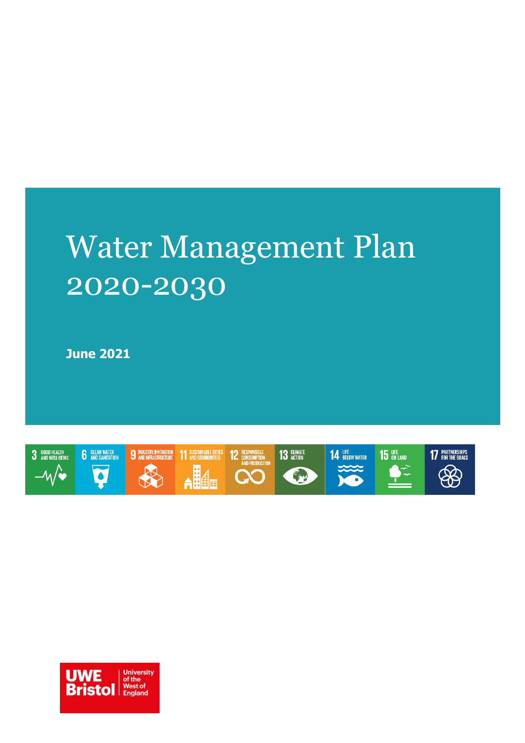# Water Management Plan 2020-2030

**June 2021**

3 GOOD HEALTH AND WELL-BEING | 6 CLEAN WATER AND SANITATION | 9 INDUSTRY, INNOVATION AND INFRASTRUCTURE | 11 SUSTAINABLE CITIES AND COMMUNITIES | 12 RESPONSIBLE CONSUMPTION AND PRODUCTION | 13 CLIMATE ACTION | 14 LIFE BELOW WATER | 15 LIFE ON LAND | 17 PARTNERSHIPS FOR THE GOALS

UWE Bristol University of the West of England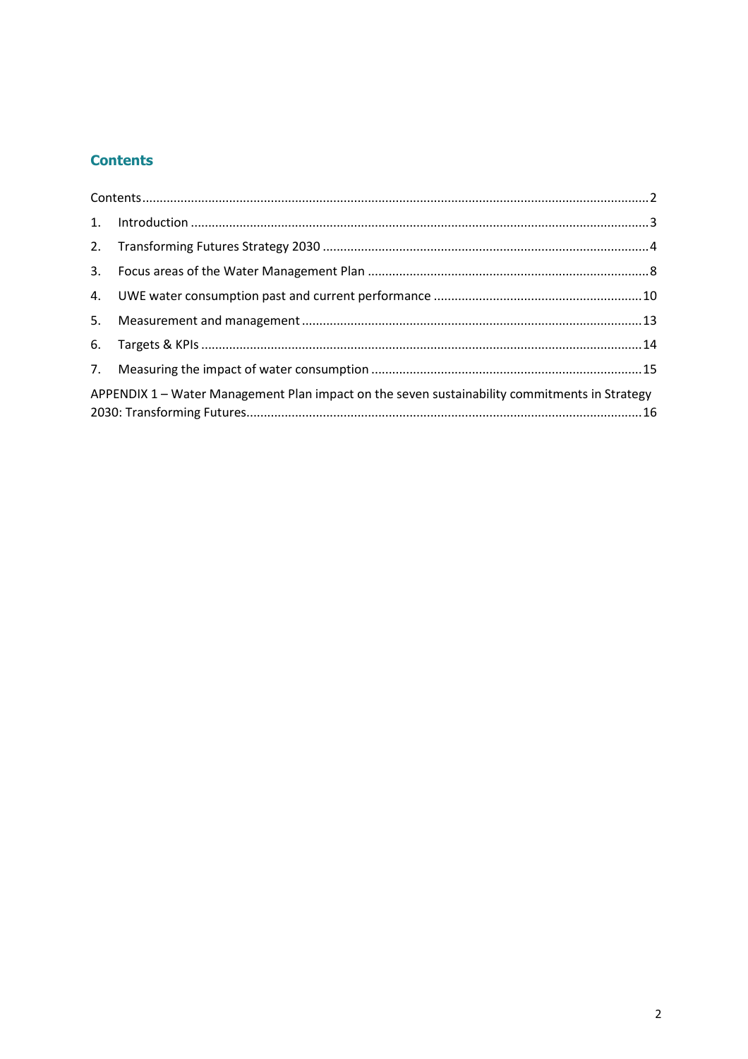## Contents

Contents ........................................................................................................................................2

1. Introduction ...............................................................................................................................3
2. Transforming Futures Strategy 2030 .........................................................................................4
3. Focus areas of the Water Management Plan ............................................................................8
4. UWE water consumption past and current performance ........................................................10
5. Measurement and management .............................................................................................13
6. Targets & KPIs .........................................................................................................................14
7. Measuring the impact of water consumption .........................................................................15

APPENDIX 1 – Water Management Plan impact on the seven sustainability commitments in Strategy 2030: Transforming Futures...............................................................................................................16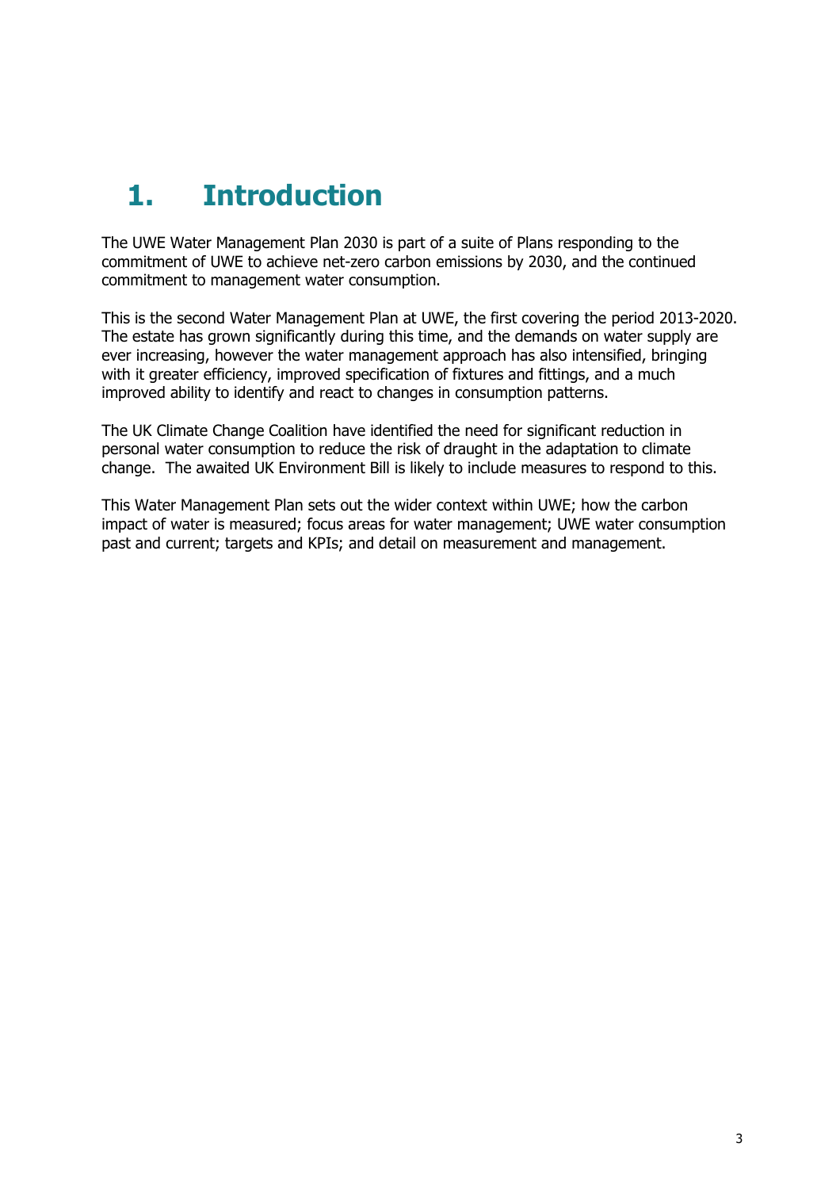# 1. Introduction

The UWE Water Management Plan 2030 is part of a suite of Plans responding to the commitment of UWE to achieve net-zero carbon emissions by 2030, and the continued commitment to management water consumption.

This is the second Water Management Plan at UWE, the first covering the period 2013-2020. The estate has grown significantly during this time, and the demands on water supply are ever increasing, however the water management approach has also intensified, bringing with it greater efficiency, improved specification of fixtures and fittings, and a much improved ability to identify and react to changes in consumption patterns.

The UK Climate Change Coalition have identified the need for significant reduction in personal water consumption to reduce the risk of draught in the adaptation to climate change. The awaited UK Environment Bill is likely to include measures to respond to this.

This Water Management Plan sets out the wider context within UWE; how the carbon impact of water is measured; focus areas for water management; UWE water consumption past and current; targets and KPIs; and detail on measurement and management.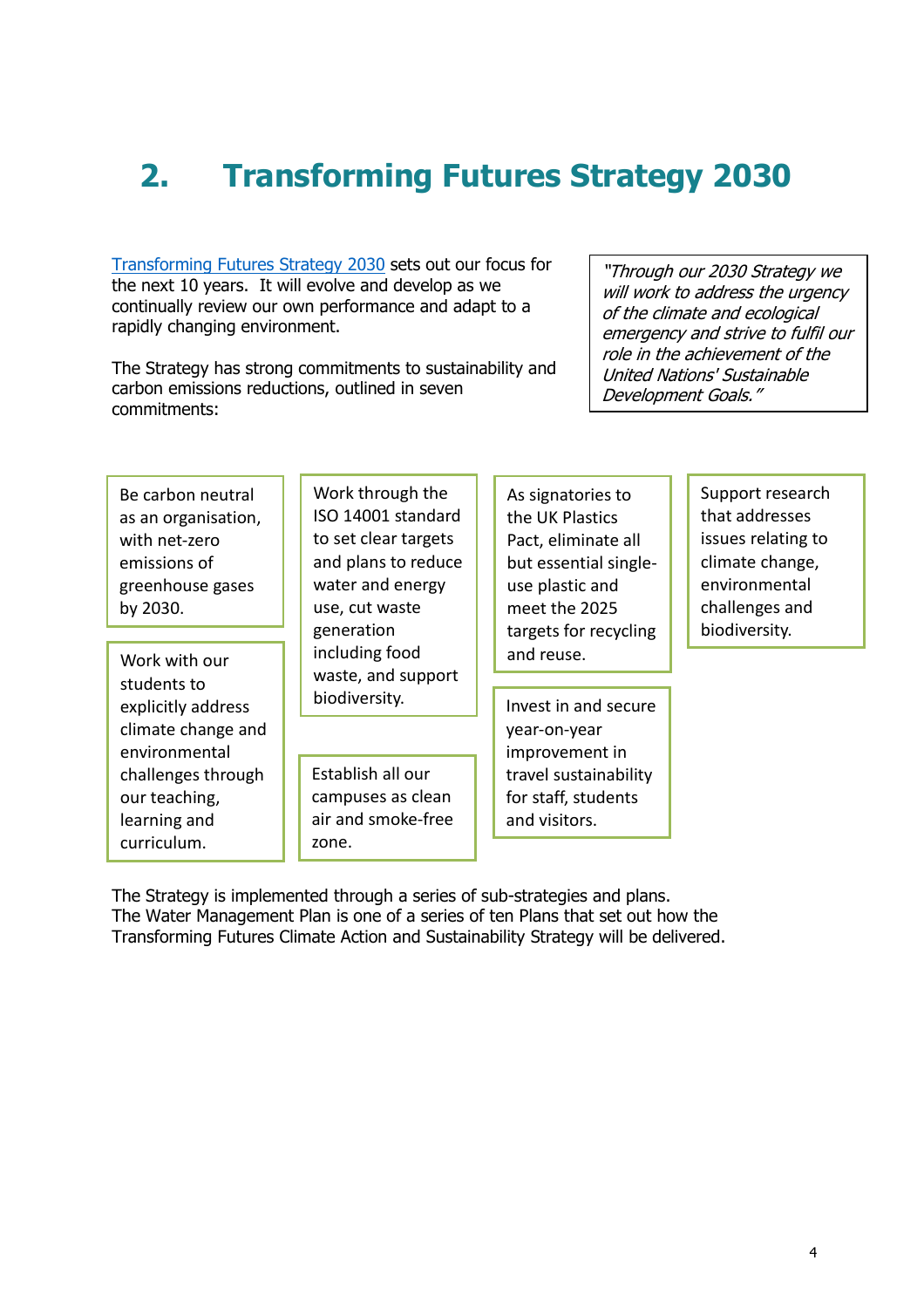# 2. Transforming Futures Strategy 2030

Transforming Futures Strategy 2030 sets out our focus for the next 10 years. It will evolve and develop as we continually review our own performance and adapt to a rapidly changing environment.

The Strategy has strong commitments to sustainability and carbon emissions reductions, outlined in seven commitments:

> *"Through our 2030 Strategy we will work to address the urgency of the climate and ecological emergency and strive to fulfil our role in the achievement of the United Nations' Sustainable Development Goals."*

- Be carbon neutral as an organisation, with net-zero emissions of greenhouse gases by 2030.
- Work with our students to explicitly address climate change and environmental challenges through our teaching, learning and curriculum.
- Work through the ISO 14001 standard to set clear targets and plans to reduce water and energy use, cut waste generation including food waste, and support biodiversity.
- Establish all our campuses as clean air and smoke-free zone.
- As signatories to the UK Plastics Pact, eliminate all but essential single-use plastic and meet the 2025 targets for recycling and reuse.
- Invest in and secure year-on-year improvement in travel sustainability for staff, students and visitors.
- Support research that addresses issues relating to climate change, environmental challenges and biodiversity.

The Strategy is implemented through a series of sub-strategies and plans. The Water Management Plan is one of a series of ten Plans that set out how the Transforming Futures Climate Action and Sustainability Strategy will be delivered.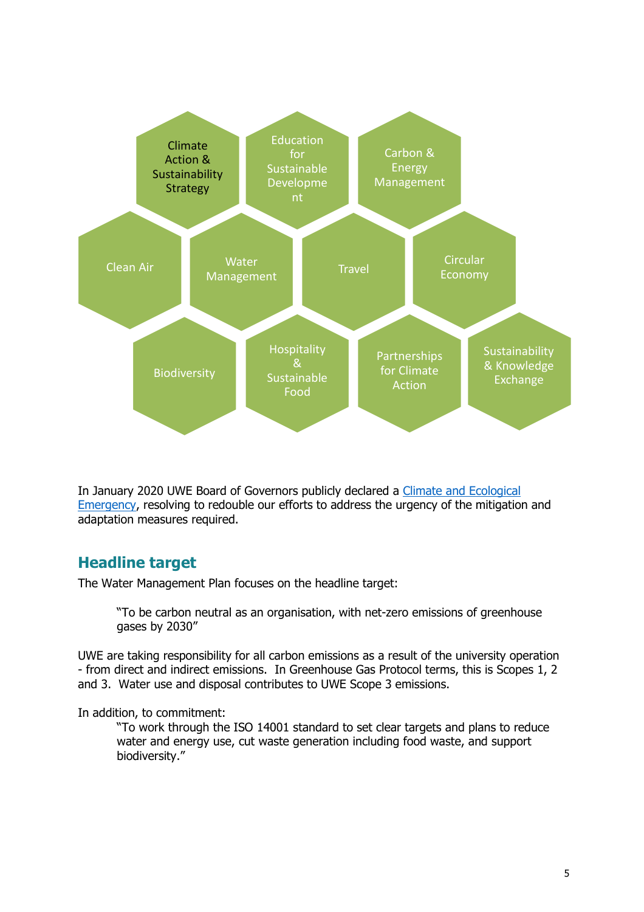- Climate Action & Sustainability Strategy
- Education for Sustainable Development
- Carbon & Energy Management
- Clean Air
- Water Management
- Travel
- Circular Economy
- Biodiversity
- Hospitality & Sustainable Food
- Partnerships for Climate Action
- Sustainability & Knowledge Exchange

In January 2020 UWE Board of Governors publicly declared a [Climate and Ecological Emergency](), resolving to redouble our efforts to address the urgency of the mitigation and adaptation measures required.

## Headline target

The Water Management Plan focuses on the headline target:

> "To be carbon neutral as an organisation, with net-zero emissions of greenhouse gases by 2030"

UWE are taking responsibility for all carbon emissions as a result of the university operation - from direct and indirect emissions. In Greenhouse Gas Protocol terms, this is Scopes 1, 2 and 3. Water use and disposal contributes to UWE Scope 3 emissions.

In addition, to commitment:

> "To work through the ISO 14001 standard to set clear targets and plans to reduce water and energy use, cut waste generation including food waste, and support biodiversity."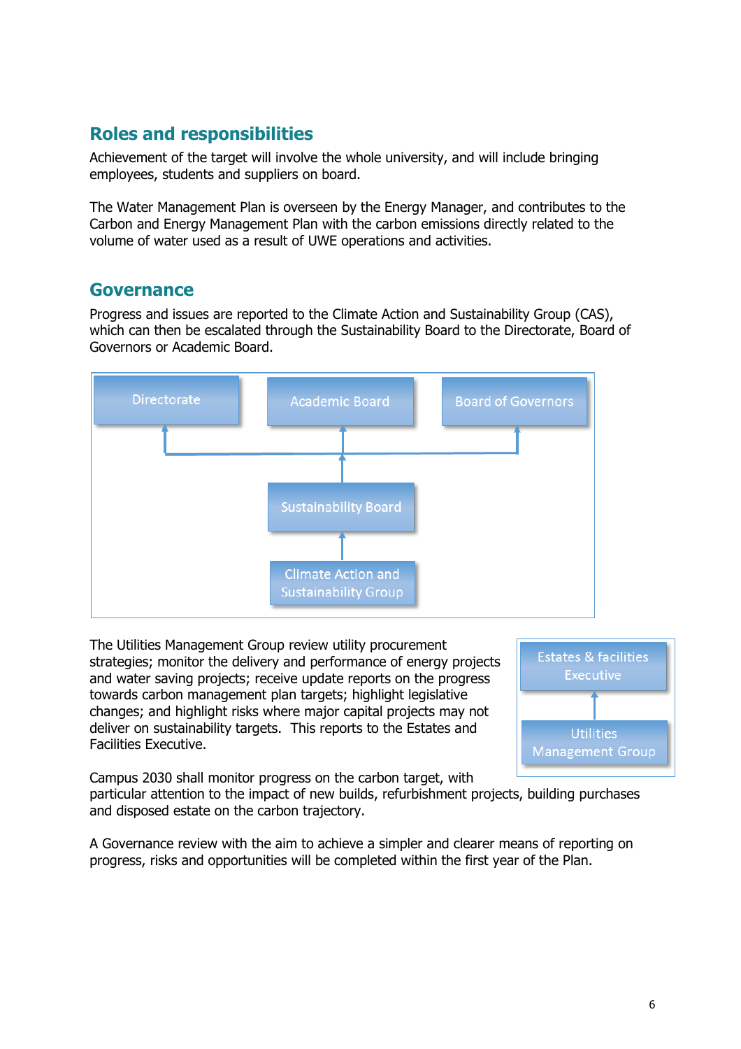## Roles and responsibilities

Achievement of the target will involve the whole university, and will include bringing employees, students and suppliers on board.

The Water Management Plan is overseen by the Energy Manager, and contributes to the Carbon and Energy Management Plan with the carbon emissions directly related to the volume of water used as a result of UWE operations and activities.

## Governance

Progress and issues are reported to the Climate Action and Sustainability Group (CAS), which can then be escalated through the Sustainability Board to the Directorate, Board of Governors or Academic Board.

Directorate | Academic Board | Board of Governors

Sustainability Board

Climate Action and Sustainability Group

The Utilities Management Group review utility procurement strategies; monitor the delivery and performance of energy projects and water saving projects; receive update reports on the progress towards carbon management plan targets; highlight legislative changes; and highlight risks where major capital projects may not deliver on sustainability targets. This reports to the Estates and Facilities Executive.

Estates & facilities Executive

Utilities Management Group

Campus 2030 shall monitor progress on the carbon target, with particular attention to the impact of new builds, refurbishment projects, building purchases and disposed estate on the carbon trajectory.

A Governance review with the aim to achieve a simpler and clearer means of reporting on progress, risks and opportunities will be completed within the first year of the Plan.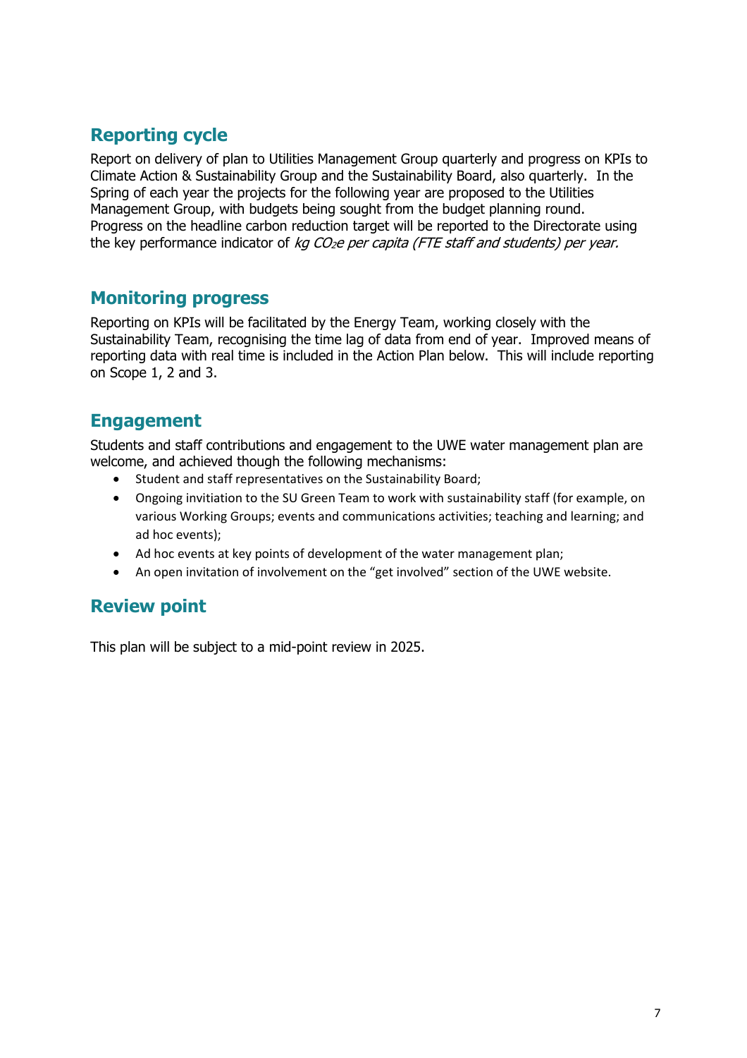## Reporting cycle

Report on delivery of plan to Utilities Management Group quarterly and progress on KPIs to Climate Action & Sustainability Group and the Sustainability Board, also quarterly. In the Spring of each year the projects for the following year are proposed to the Utilities Management Group, with budgets being sought from the budget planning round. Progress on the headline carbon reduction target will be reported to the Directorate using the key performance indicator of *kg $CO_2e$ per capita (FTE staff and students) per year.*

## Monitoring progress

Reporting on KPIs will be facilitated by the Energy Team, working closely with the Sustainability Team, recognising the time lag of data from end of year. Improved means of reporting data with real time is included in the Action Plan below. This will include reporting on Scope 1, 2 and 3.

## Engagement

Students and staff contributions and engagement to the UWE water management plan are welcome, and achieved though the following mechanisms:

- Student and staff representatives on the Sustainability Board;
- Ongoing invitiation to the SU Green Team to work with sustainability staff (for example, on various Working Groups; events and communications activities; teaching and learning; and ad hoc events);
- Ad hoc events at key points of development of the water management plan;
- An open invitation of involvement on the “get involved” section of the UWE website.

## Review point

This plan will be subject to a mid-point review in 2025.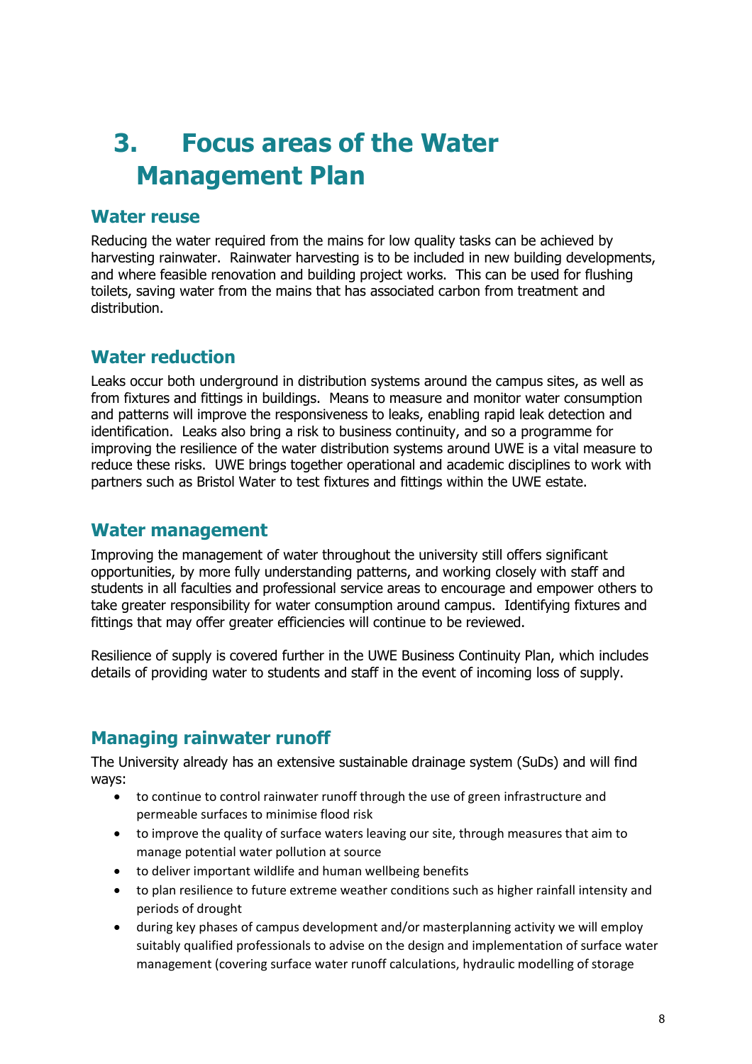# 3. Focus areas of the Water Management Plan

## Water reuse

Reducing the water required from the mains for low quality tasks can be achieved by harvesting rainwater. Rainwater harvesting is to be included in new building developments, and where feasible renovation and building project works. This can be used for flushing toilets, saving water from the mains that has associated carbon from treatment and distribution.

## Water reduction

Leaks occur both underground in distribution systems around the campus sites, as well as from fixtures and fittings in buildings. Means to measure and monitor water consumption and patterns will improve the responsiveness to leaks, enabling rapid leak detection and identification. Leaks also bring a risk to business continuity, and so a programme for improving the resilience of the water distribution systems around UWE is a vital measure to reduce these risks. UWE brings together operational and academic disciplines to work with partners such as Bristol Water to test fixtures and fittings within the UWE estate.

## Water management

Improving the management of water throughout the university still offers significant opportunities, by more fully understanding patterns, and working closely with staff and students in all faculties and professional service areas to encourage and empower others to take greater responsibility for water consumption around campus. Identifying fixtures and fittings that may offer greater efficiencies will continue to be reviewed.

Resilience of supply is covered further in the UWE Business Continuity Plan, which includes details of providing water to students and staff in the event of incoming loss of supply.

## Managing rainwater runoff

The University already has an extensive sustainable drainage system (SuDs) and will find ways:

- to continue to control rainwater runoff through the use of green infrastructure and permeable surfaces to minimise flood risk
- to improve the quality of surface waters leaving our site, through measures that aim to manage potential water pollution at source
- to deliver important wildlife and human wellbeing benefits
- to plan resilience to future extreme weather conditions such as higher rainfall intensity and periods of drought
- during key phases of campus development and/or masterplanning activity we will employ suitably qualified professionals to advise on the design and implementation of surface water management (covering surface water runoff calculations, hydraulic modelling of storage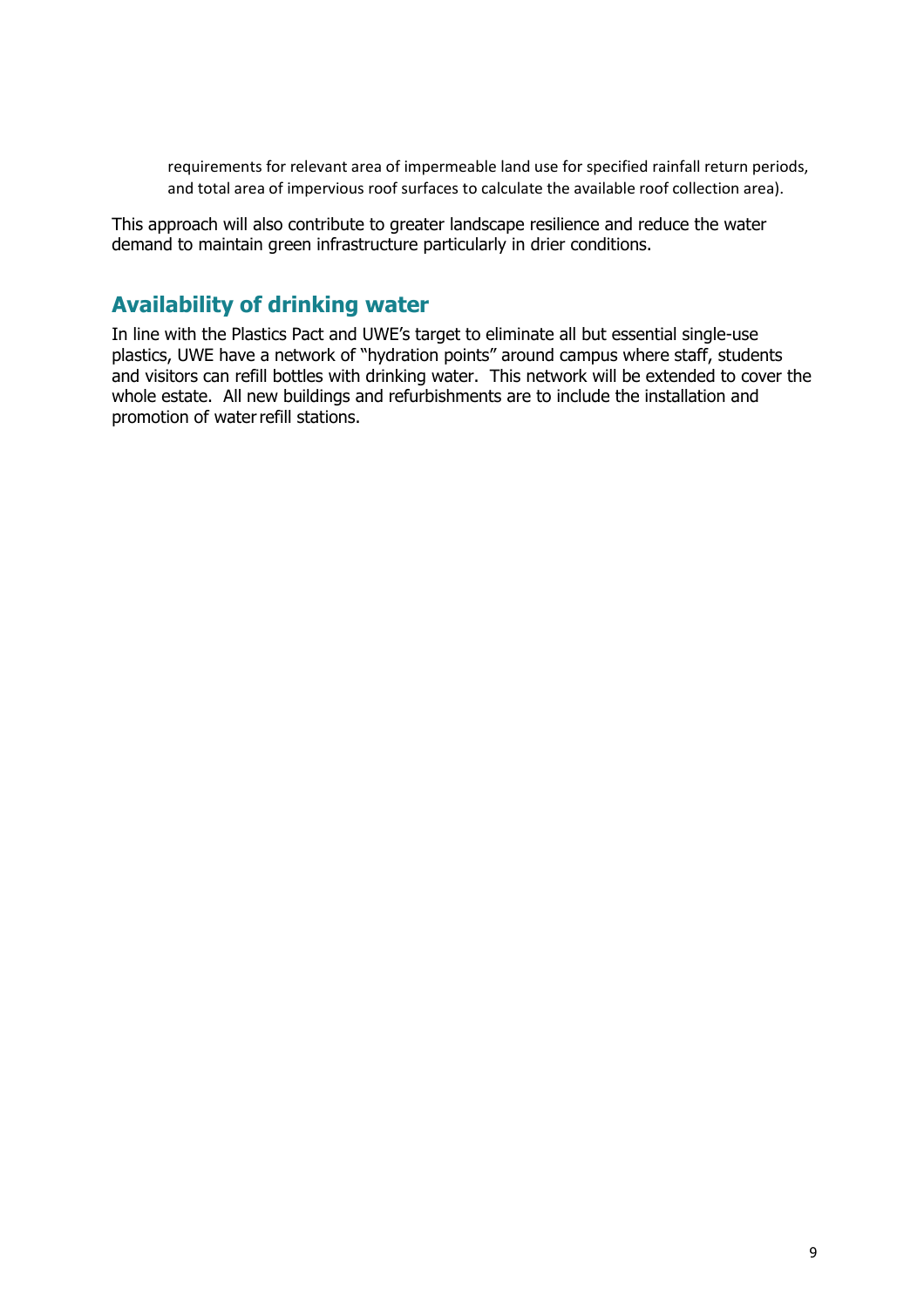requirements for relevant area of impermeable land use for specified rainfall return periods, and total area of impervious roof surfaces to calculate the available roof collection area).

This approach will also contribute to greater landscape resilience and reduce the water demand to maintain green infrastructure particularly in drier conditions.

## Availability of drinking water

In line with the Plastics Pact and UWE's target to eliminate all but essential single-use plastics, UWE have a network of "hydration points" around campus where staff, students and visitors can refill bottles with drinking water. This network will be extended to cover the whole estate. All new buildings and refurbishments are to include the installation and promotion of water refill stations.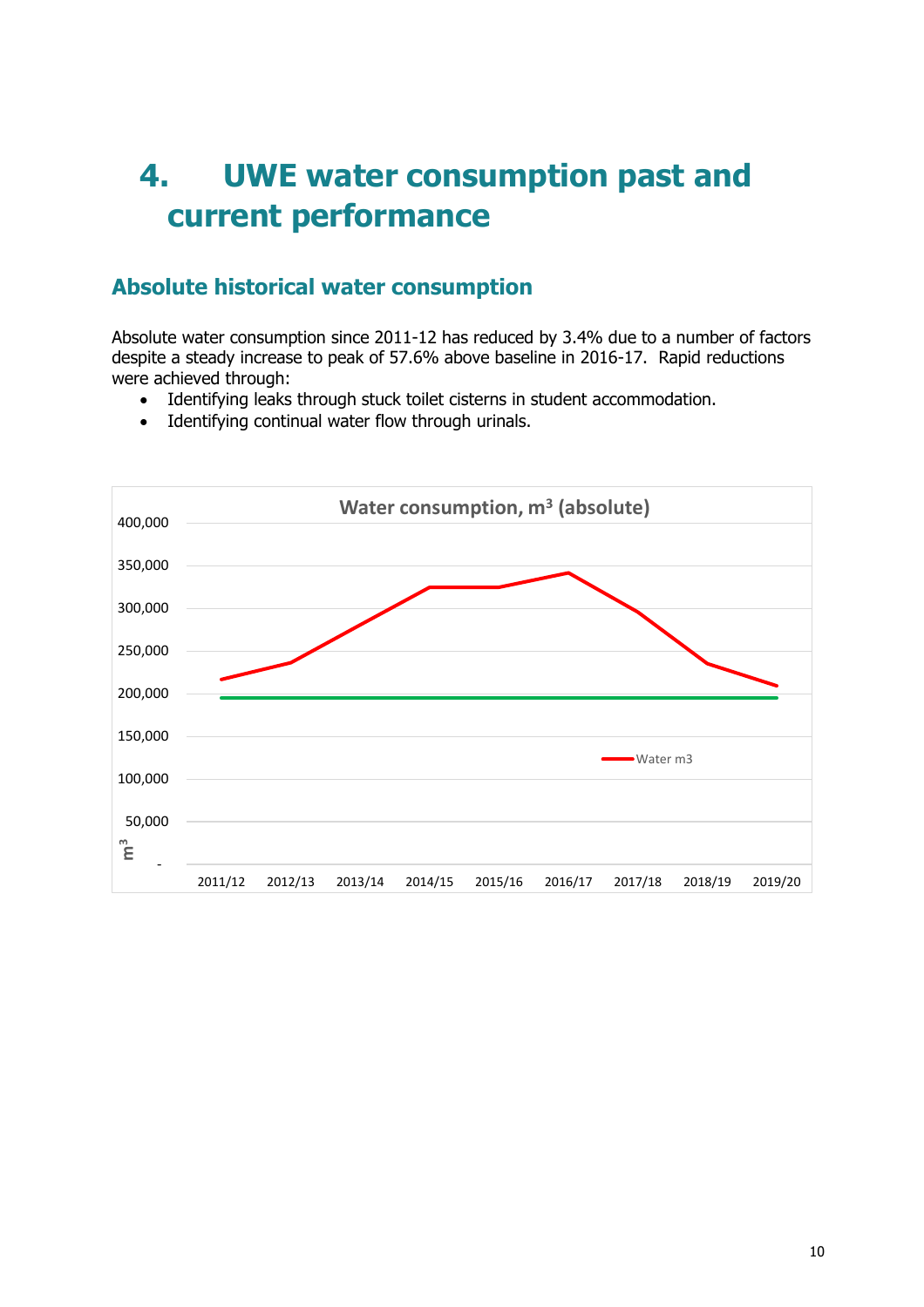# 4. UWE water consumption past and current performance

## Absolute historical water consumption

Absolute water consumption since 2011-12 has reduced by 3.4% due to a number of factors despite a steady increase to peak of 57.6% above baseline in 2016-17. Rapid reductions were achieved through:

- Identifying leaks through stuck toilet cisterns in student accommodation.
- Identifying continual water flow through urinals.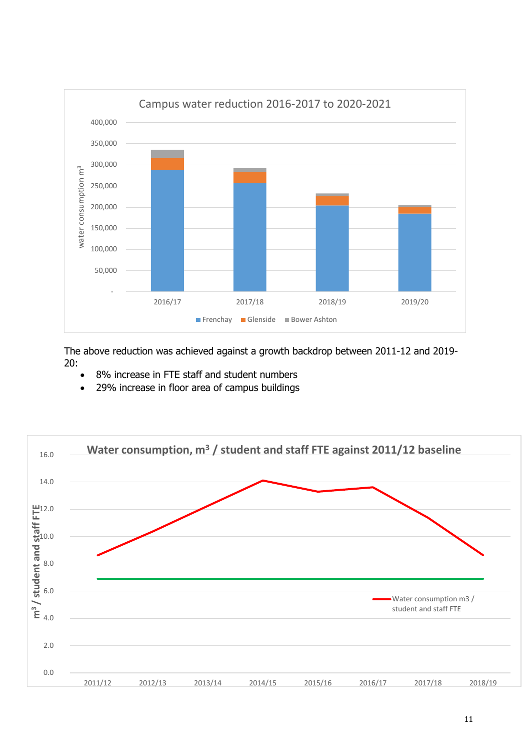The above reduction was achieved against a growth backdrop between 2011-12 and 2019-20:

- 8% increase in FTE staff and student numbers
- 29% increase in floor area of campus buildings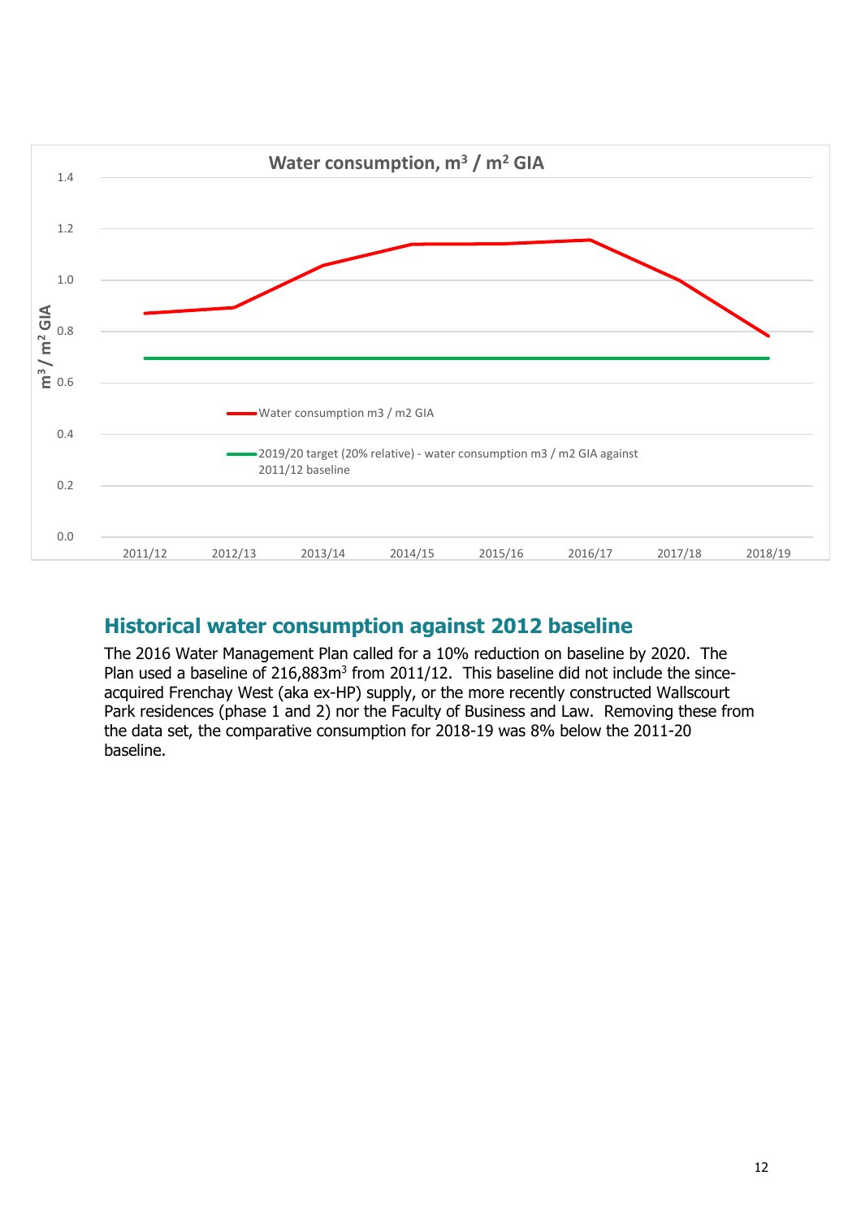## Historical water consumption against 2012 baseline

The 2016 Water Management Plan called for a 10% reduction on baseline by 2020. The Plan used a baseline of 216,883m$^3$ from 2011/12. This baseline did not include the since-acquired Frenchay West (aka ex-HP) supply, or the more recently constructed Wallscourt Park residences (phase 1 and 2) nor the Faculty of Business and Law. Removing these from the data set, the comparative consumption for 2018-19 was 8% below the 2011-20 baseline.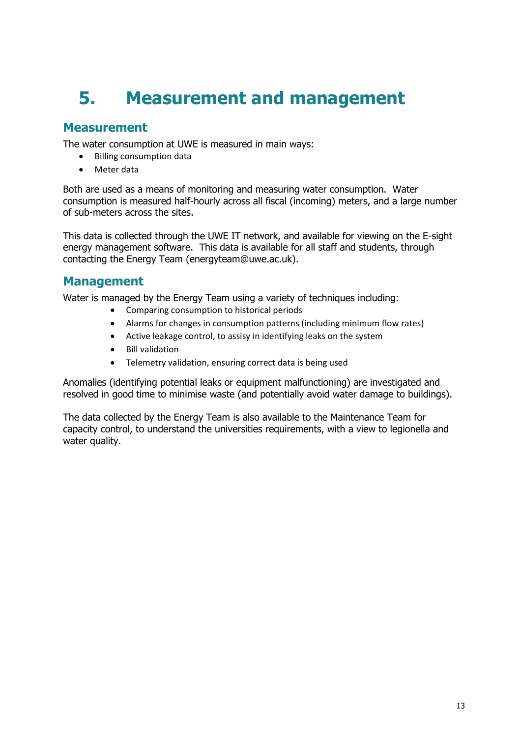# 5. Measurement and management

## Measurement

The water consumption at UWE is measured in main ways:

- Billing consumption data
- Meter data

Both are used as a means of monitoring and measuring water consumption. Water consumption is measured half-hourly across all fiscal (incoming) meters, and a large number of sub-meters across the sites.

This data is collected through the UWE IT network, and available for viewing on the E-sight energy management software. This data is available for all staff and students, through contacting the Energy Team (energyteam@uwe.ac.uk).

## Management

Water is managed by the Energy Team using a variety of techniques including:

- Comparing consumption to historical periods
- Alarms for changes in consumption patterns (including minimum flow rates)
- Active leakage control, to assisy in identifying leaks on the system
- Bill validation
- Telemetry validation, ensuring correct data is being used

Anomalies (identifying potential leaks or equipment malfunctioning) are investigated and resolved in good time to minimise waste (and potentially avoid water damage to buildings).

The data collected by the Energy Team is also available to the Maintenance Team for capacity control, to understand the universities requirements, with a view to legionella and water quality.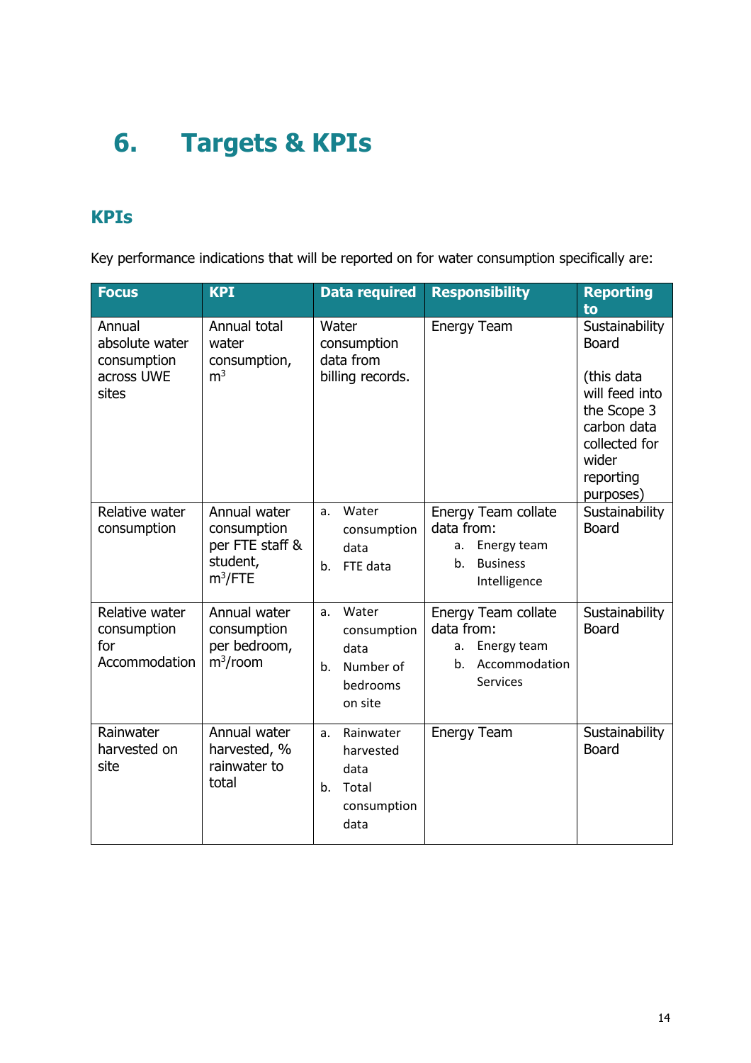# 6. Targets & KPIs

## KPIs

Key performance indications that will be reported on for water consumption specifically are:

| Focus | KPI | Data required | Responsibility | Reporting to |
|---|---|---|---|---|
| Annual absolute water consumption across UWE sites | Annual total water consumption, $m^3$ | Water consumption data from billing records. | Energy Team | Sustainability Board<br><br>(this data will feed into the Scope 3 carbon data collected for wider reporting purposes) |
| Relative water consumption | Annual water consumption per FTE staff & student, $m^3$/FTE | a. Water consumption data<br>b. FTE data | Energy Team collate data from:<br>a. Energy team<br>b. Business Intelligence | Sustainability Board |
| Relative water consumption for Accommodation | Annual water consumption per bedroom, $m^3$/room | a. Water consumption data<br>b. Number of bedrooms on site | Energy Team collate data from:<br>a. Energy team<br>b. Accommodation Services | Sustainability Board |
| Rainwater harvested on site | Annual water harvested, % rainwater to total | a. Rainwater harvested data<br>b. Total consumption data | Energy Team | Sustainability Board |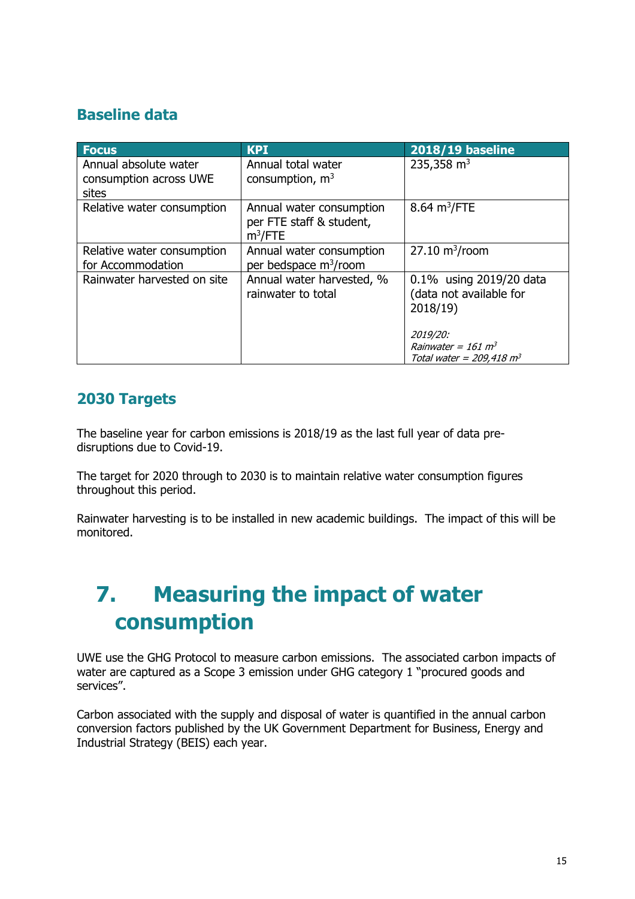## Baseline data

| Focus | KPI | 2018/19 baseline |
|---|---|---|
| Annual absolute water consumption across UWE sites | Annual total water consumption, $m^3$ | 235,358 $m^3$ |
| Relative water consumption | Annual water consumption per FTE staff & student, $m^3$/FTE | 8.64 $m^3$/FTE |
| Relative water consumption for Accommodation | Annual water consumption per bedspace $m^3$/room | 27.10 $m^3$/room |
| Rainwater harvested on site | Annual water harvested, % rainwater to total | 0.1% using 2019/20 data (data not available for 2018/19)<br><br>*2019/20:*<br>*Rainwater = 161 $m^3$*<br>*Total water = 209,418 $m^3$* |

## 2030 Targets

The baseline year for carbon emissions is 2018/19 as the last full year of data pre-disruptions due to Covid-19.

The target for 2020 through to 2030 is to maintain relative water consumption figures throughout this period.

Rainwater harvesting is to be installed in new academic buildings. The impact of this will be monitored.

# 7. Measuring the impact of water consumption

UWE use the GHG Protocol to measure carbon emissions. The associated carbon impacts of water are captured as a Scope 3 emission under GHG category 1 "procured goods and services".

Carbon associated with the supply and disposal of water is quantified in the annual carbon conversion factors published by the UK Government Department for Business, Energy and Industrial Strategy (BEIS) each year.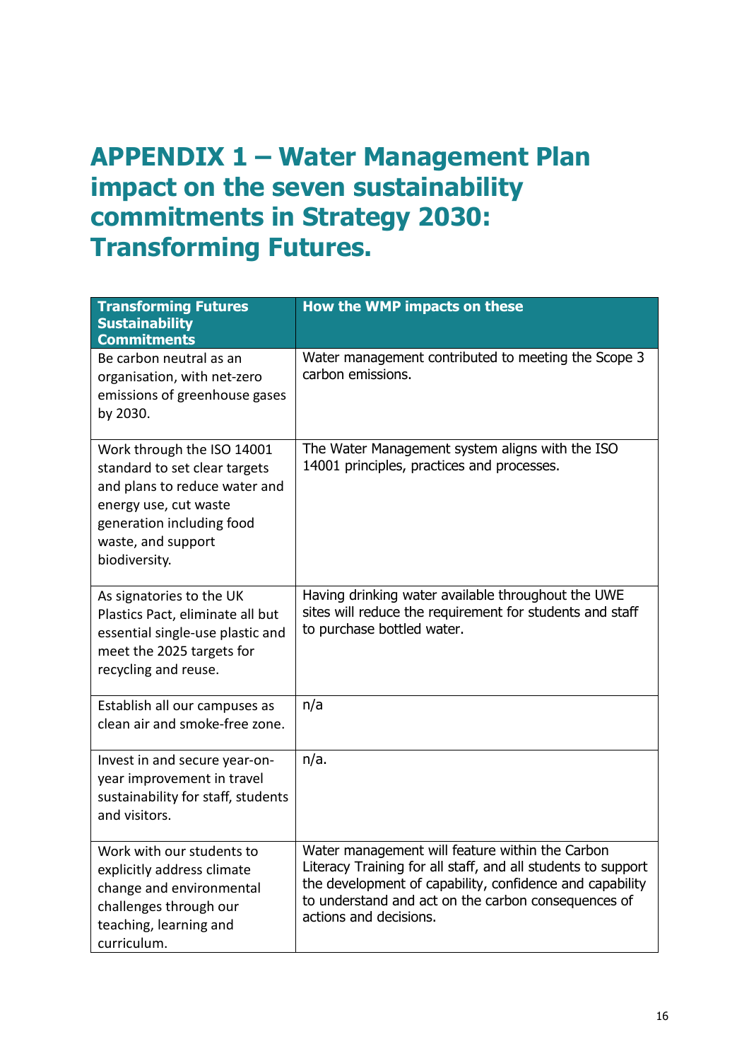# APPENDIX 1 – Water Management Plan impact on the seven sustainability commitments in Strategy 2030: Transforming Futures.

| Transforming Futures Sustainability Commitments | How the WMP impacts on these |
|---|---|
| Be carbon neutral as an organisation, with net-zero emissions of greenhouse gases by 2030. | Water management contributed to meeting the Scope 3 carbon emissions. |
| Work through the ISO 14001 standard to set clear targets and plans to reduce water and energy use, cut waste generation including food waste, and support biodiversity. | The Water Management system aligns with the ISO 14001 principles, practices and processes. |
| As signatories to the UK Plastics Pact, eliminate all but essential single-use plastic and meet the 2025 targets for recycling and reuse. | Having drinking water available throughout the UWE sites will reduce the requirement for students and staff to purchase bottled water. |
| Establish all our campuses as clean air and smoke-free zone. | n/a |
| Invest in and secure year-on-year improvement in travel sustainability for staff, students and visitors. | n/a. |
| Work with our students to explicitly address climate change and environmental challenges through our teaching, learning and curriculum. | Water management will feature within the Carbon Literacy Training for all staff, and all students to support the development of capability, confidence and capability to understand and act on the carbon consequences of actions and decisions. |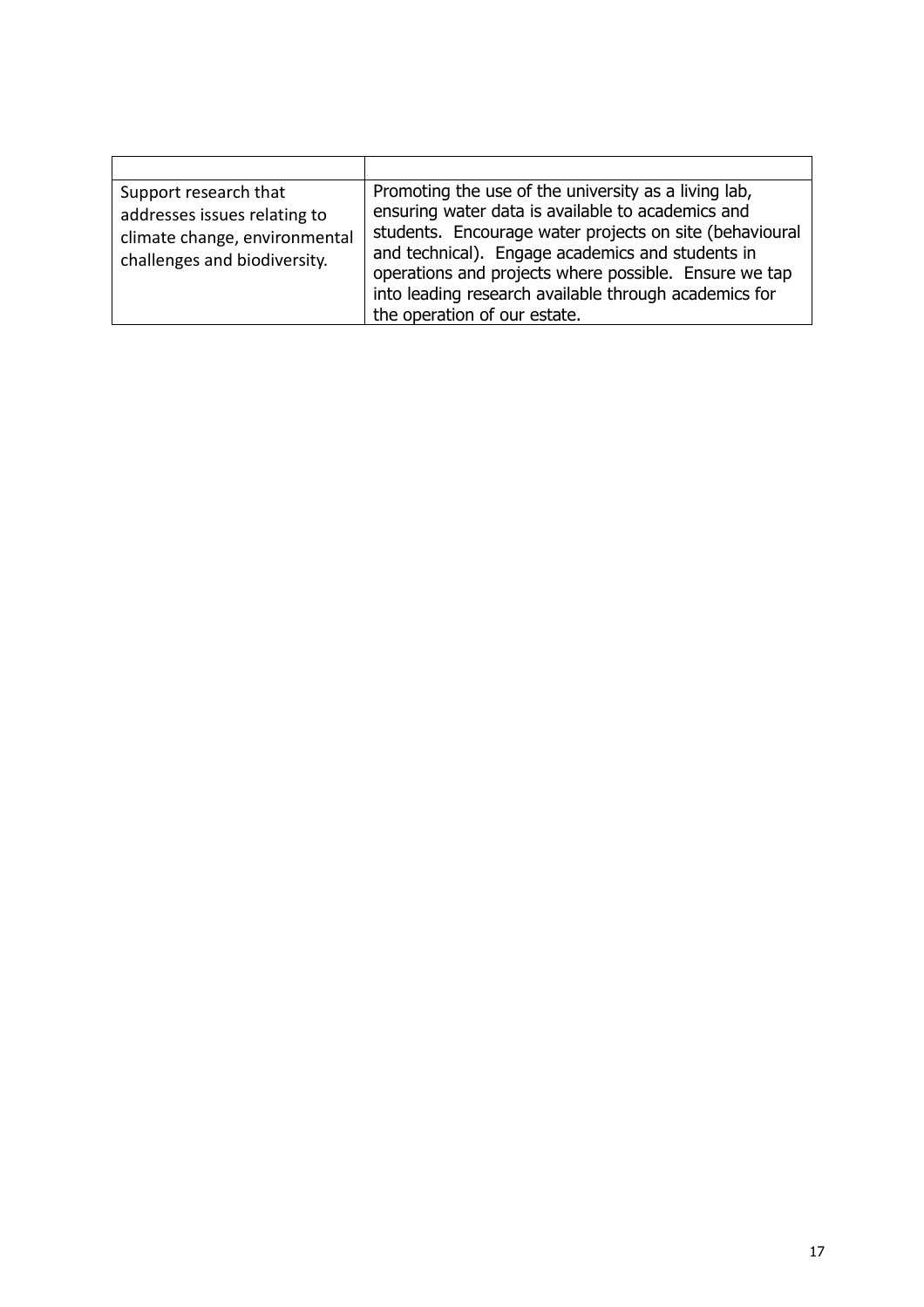| | |
|---|---|
| Support research that addresses issues relating to climate change, environmental challenges and biodiversity. | Promoting the use of the university as a living lab, ensuring water data is available to academics and students.  Encourage water projects on site (behavioural and technical).  Engage academics and students in operations and projects where possible.  Ensure we tap into leading research available through academics for the operation of our estate. |